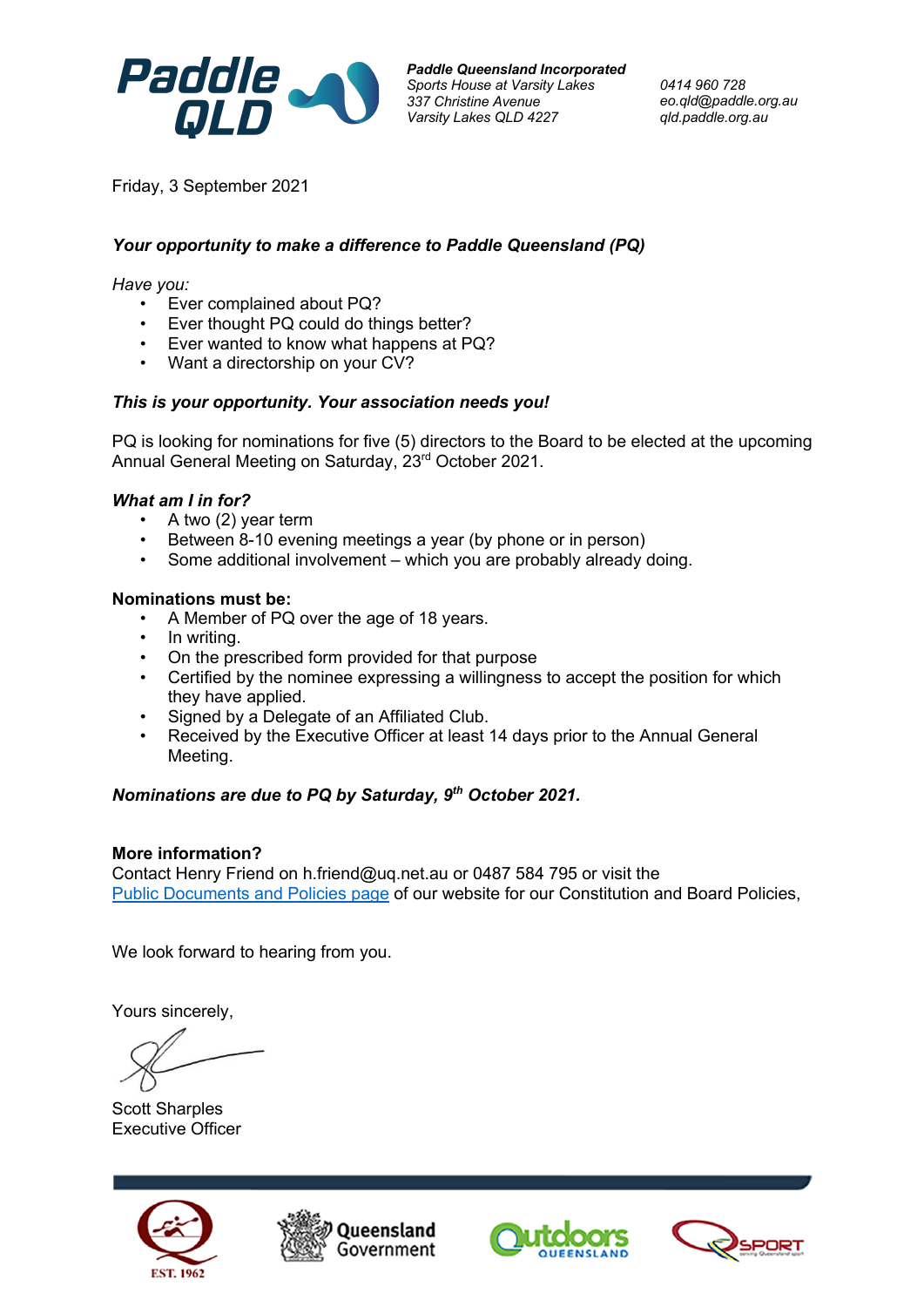**Paddle Queensland Incorporated**
*Sports House at Varsity Lakes*
*337 Christine Avenue*
*Varsity Lakes QLD 4227*

*0414 960 728*
*eo.qld@paddle.org.au*
*qld.paddle.org.au*

Friday, 3 September 2021

***Your opportunity to make a difference to Paddle Queensland (PQ)***

*Have you:*

- Ever complained about PQ?
- Ever thought PQ could do things better?
- Ever wanted to know what happens at PQ?
- Want a directorship on your CV?

***This is your opportunity. Your association needs you!***

PQ is looking for nominations for five (5) directors to the Board to be elected at the upcoming Annual General Meeting on Saturday, 23rd October 2021.

***What am I in for?***

- A two (2) year term
- Between 8-10 evening meetings a year (by phone or in person)
- Some additional involvement – which you are probably already doing.

**Nominations must be:**

- A Member of PQ over the age of 18 years.
- In writing.
- On the prescribed form provided for that purpose
- Certified by the nominee expressing a willingness to accept the position for which they have applied.
- Signed by a Delegate of an Affiliated Club.
- Received by the Executive Officer at least 14 days prior to the Annual General Meeting.

***Nominations are due to PQ by Saturday, 9th October 2021.***

**More information?**
Contact Henry Friend on h.friend@uq.net.au or 0487 584 795 or visit the Public Documents and Policies page of our website for our Constitution and Board Policies,

We look forward to hearing from you.

Yours sincerely,

Scott Sharples
Executive Officer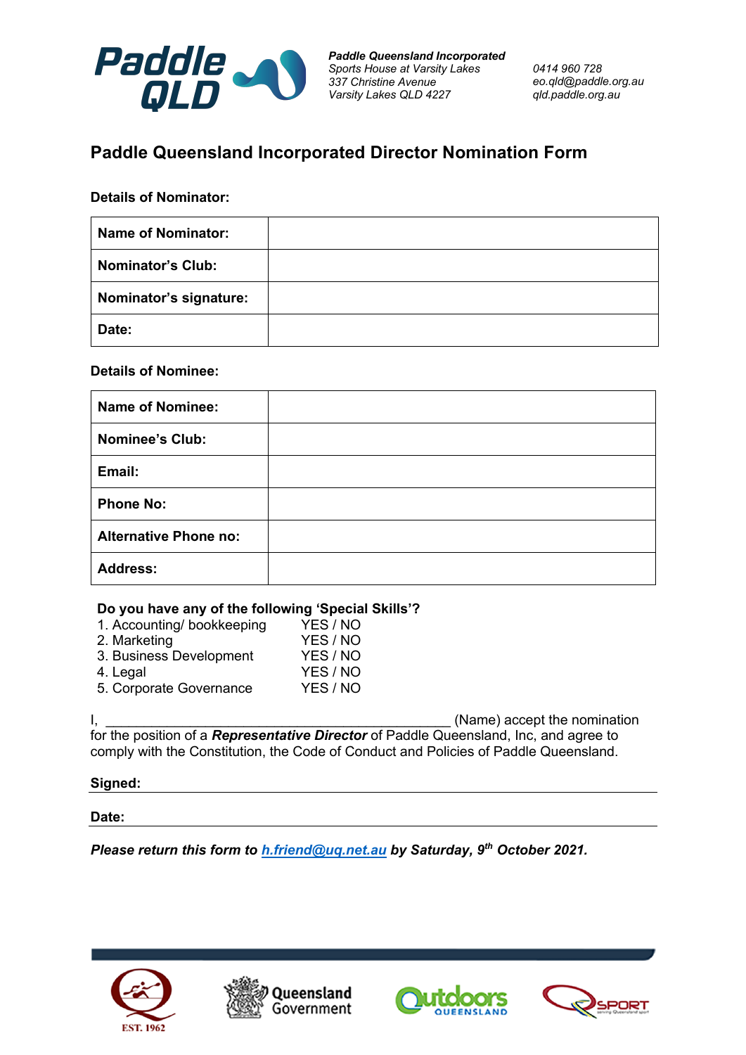Paddle Queensland Incorporated
Sports House at Varsity Lakes
337 Christine Avenue
Varsity Lakes QLD 4227

0414 960 728
eo.qld@paddle.org.au
qld.paddle.org.au

# Paddle Queensland Incorporated Director Nomination Form

**Details of Nominator:**

| | |
|---|---|
| **Name of Nominator:** | |
| **Nominator's Club:** | |
| **Nominator's signature:** | |
| **Date:** | |

**Details of Nominee:**

| | |
|---|---|
| **Name of Nominee:** | |
| **Nominee's Club:** | |
| **Email:** | |
| **Phone No:** | |
| **Alternative Phone no:** | |
| **Address:** | |

**Do you have any of the following 'Special Skills'?**

1. Accounting/ bookkeeping YES / NO
2. Marketing YES / NO
3. Business Development YES / NO
4. Legal YES / NO
5. Corporate Governance YES / NO

I, _______________________________________________ (Name) accept the nomination for the position of a ***Representative Director*** of Paddle Queensland, Inc, and agree to comply with the Constitution, the Code of Conduct and Policies of Paddle Queensland.

**Signed:** _______________________________________________

**Date:** _______________________________________________

***Please return this form to h.friend@uq.net.au by Saturday, 9th October 2021.***

EST. 1962